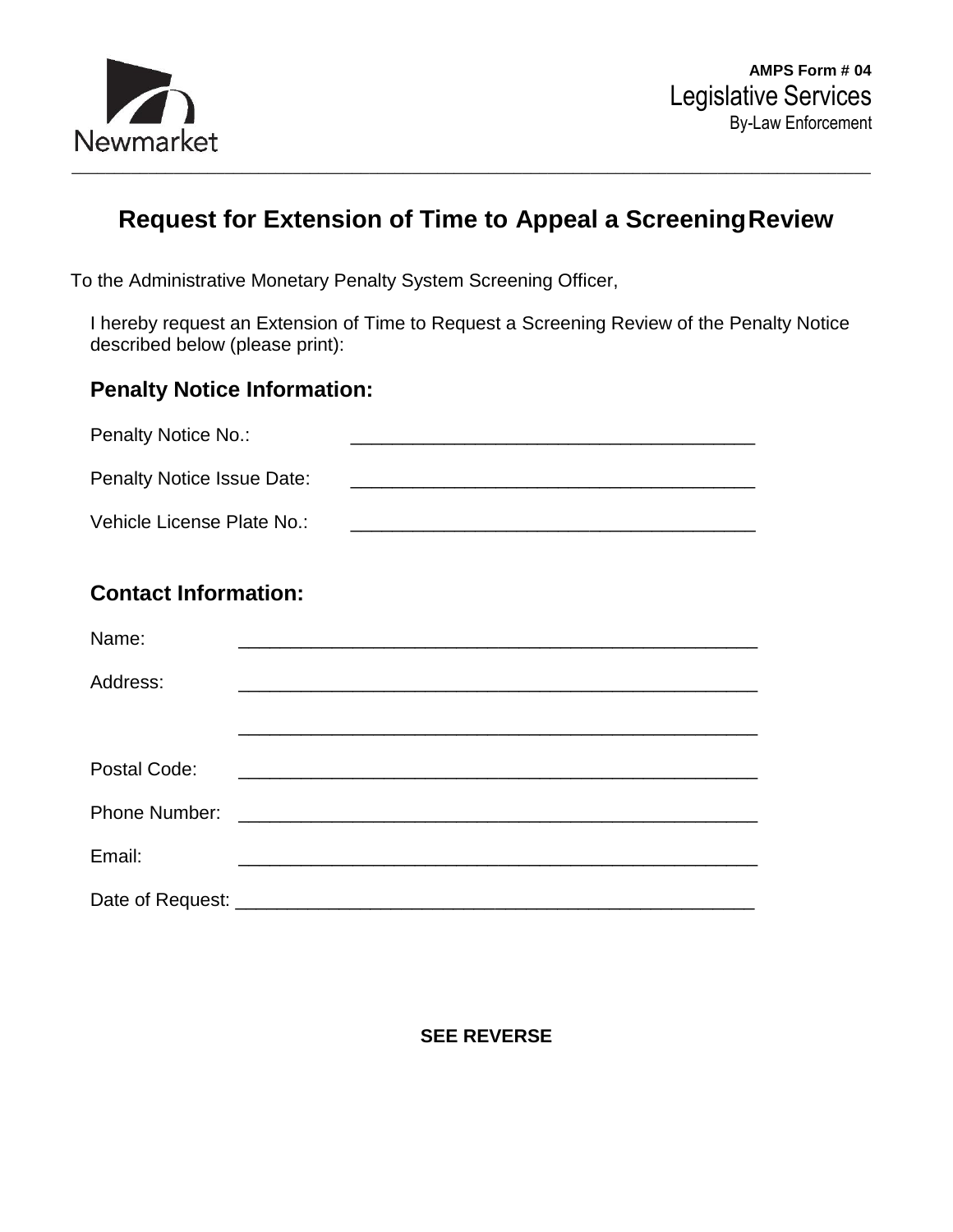Newmarket

**AMPS Form # 04**
Legislative Services
By-Law Enforcement

# Request for Extension of Time to Appeal a Screening Review

To the Administrative Monetary Penalty System Screening Officer,

I hereby request an Extension of Time to Request a Screening Review of the Penalty Notice described below (please print):

## Penalty Notice Information:

Penalty Notice No.: ______________________________________

Penalty Notice Issue Date: ______________________________________

Vehicle License Plate No.: ______________________________________

## Contact Information:

Name: ______________________________________________

Address: ______________________________________________

______________________________________________

Postal Code: ______________________________________________

Phone Number: ______________________________________________

Email: ______________________________________________

Date of Request: ______________________________________________

**SEE REVERSE**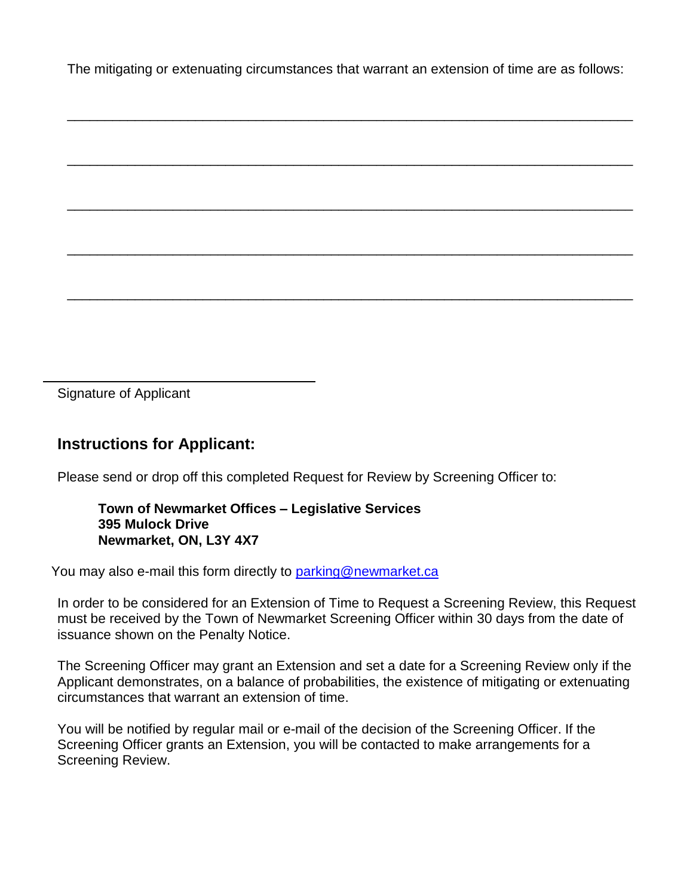The mitigating or extenuating circumstances that warrant an extension of time are as follows:

___________________________________________________________________________

___________________________________________________________________________

___________________________________________________________________________

___________________________________________________________________________

___________________________________________________________________________

____________________________________
Signature of Applicant

## Instructions for Applicant:

Please send or drop off this completed Request for Review by Screening Officer to:

**Town of Newmarket Offices – Legislative Services**
**395 Mulock Drive**
**Newmarket, ON, L3Y 4X7**

You may also e-mail this form directly to parking@newmarket.ca

In order to be considered for an Extension of Time to Request a Screening Review, this Request must be received by the Town of Newmarket Screening Officer within 30 days from the date of issuance shown on the Penalty Notice.

The Screening Officer may grant an Extension and set a date for a Screening Review only if the Applicant demonstrates, on a balance of probabilities, the existence of mitigating or extenuating circumstances that warrant an extension of time.

You will be notified by regular mail or e-mail of the decision of the Screening Officer. If the Screening Officer grants an Extension, you will be contacted to make arrangements for a Screening Review.